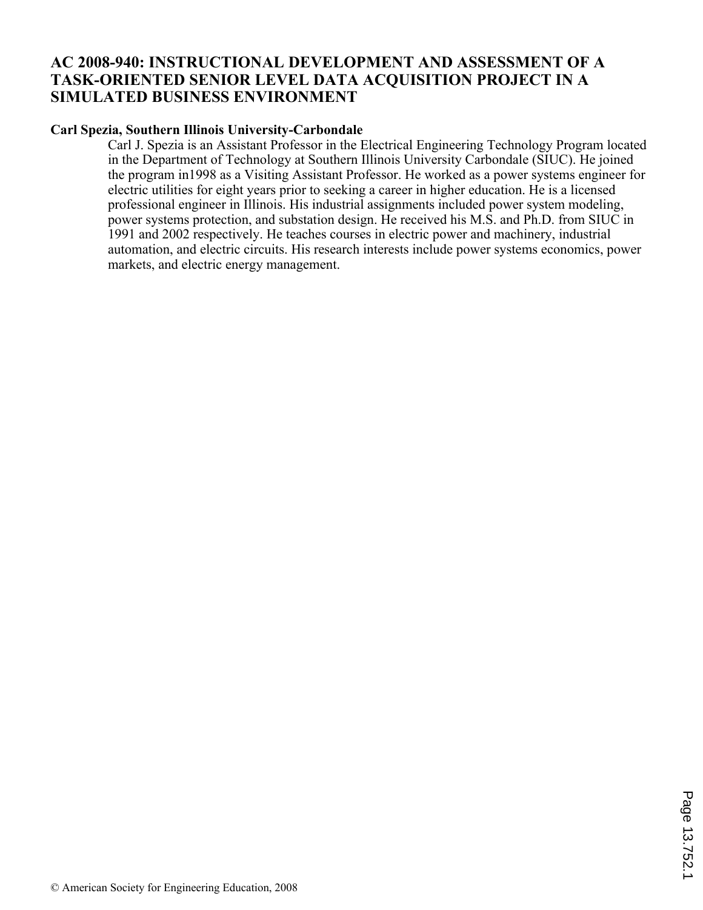# AC 2008-940: INSTRUCTIONAL DEVELOPMENT AND ASSESSMENT OF A TASK-ORIENTED SENIOR LEVEL DATA ACQUISITION PROJECT IN A SIMULATED BUSINESS ENVIRONMENT

**Carl Spezia, Southern Illinois University-Carbondale**

Carl J. Spezia is an Assistant Professor in the Electrical Engineering Technology Program located in the Department of Technology at Southern Illinois University Carbondale (SIUC). He joined the program in1998 as a Visiting Assistant Professor. He worked as a power systems engineer for electric utilities for eight years prior to seeking a career in higher education. He is a licensed professional engineer in Illinois. His industrial assignments included power system modeling, power systems protection, and substation design. He received his M.S. and Ph.D. from SIUC in 1991 and 2002 respectively. He teaches courses in electric power and machinery, industrial automation, and electric circuits. His research interests include power systems economics, power markets, and electric energy management.

© American Society for Engineering Education, 2008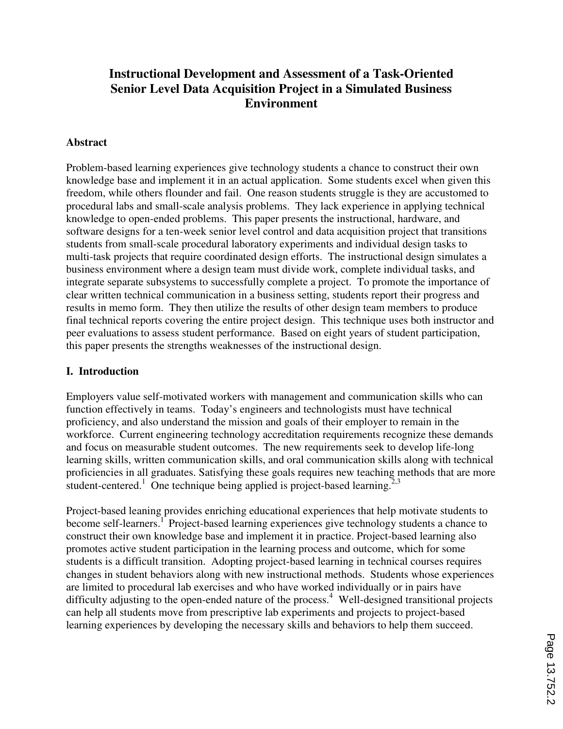# Instructional Development and Assessment of a Task-Oriented Senior Level Data Acquisition Project in a Simulated Business Environment

## Abstract

Problem-based learning experiences give technology students a chance to construct their own knowledge base and implement it in an actual application. Some students excel when given this freedom, while others flounder and fail. One reason students struggle is they are accustomed to procedural labs and small-scale analysis problems. They lack experience in applying technical knowledge to open-ended problems. This paper presents the instructional, hardware, and software designs for a ten-week senior level control and data acquisition project that transitions students from small-scale procedural laboratory experiments and individual design tasks to multi-task projects that require coordinated design efforts. The instructional design simulates a business environment where a design team must divide work, complete individual tasks, and integrate separate subsystems to successfully complete a project. To promote the importance of clear written technical communication in a business setting, students report their progress and results in memo form. They then utilize the results of other design team members to produce final technical reports covering the entire project design. This technique uses both instructor and peer evaluations to assess student performance. Based on eight years of student participation, this paper presents the strengths weaknesses of the instructional design.

## I. Introduction

Employers value self-motivated workers with management and communication skills who can function effectively in teams. Today's engineers and technologists must have technical proficiency, and also understand the mission and goals of their employer to remain in the workforce. Current engineering technology accreditation requirements recognize these demands and focus on measurable student outcomes. The new requirements seek to develop life-long learning skills, written communication skills, and oral communication skills along with technical proficiencies in all graduates. Satisfying these goals requires new teaching methods that are more student-centered.[1] One technique being applied is project-based learning.[2,3]

Project-based leaning provides enriching educational experiences that help motivate students to become self-learners.[1] Project-based learning experiences give technology students a chance to construct their own knowledge base and implement it in practice. Project-based learning also promotes active student participation in the learning process and outcome, which for some students is a difficult transition. Adopting project-based learning in technical courses requires changes in student behaviors along with new instructional methods. Students whose experiences are limited to procedural lab exercises and who have worked individually or in pairs have difficulty adjusting to the open-ended nature of the process.[4] Well-designed transitional projects can help all students move from prescriptive lab experiments and projects to project-based learning experiences by developing the necessary skills and behaviors to help them succeed.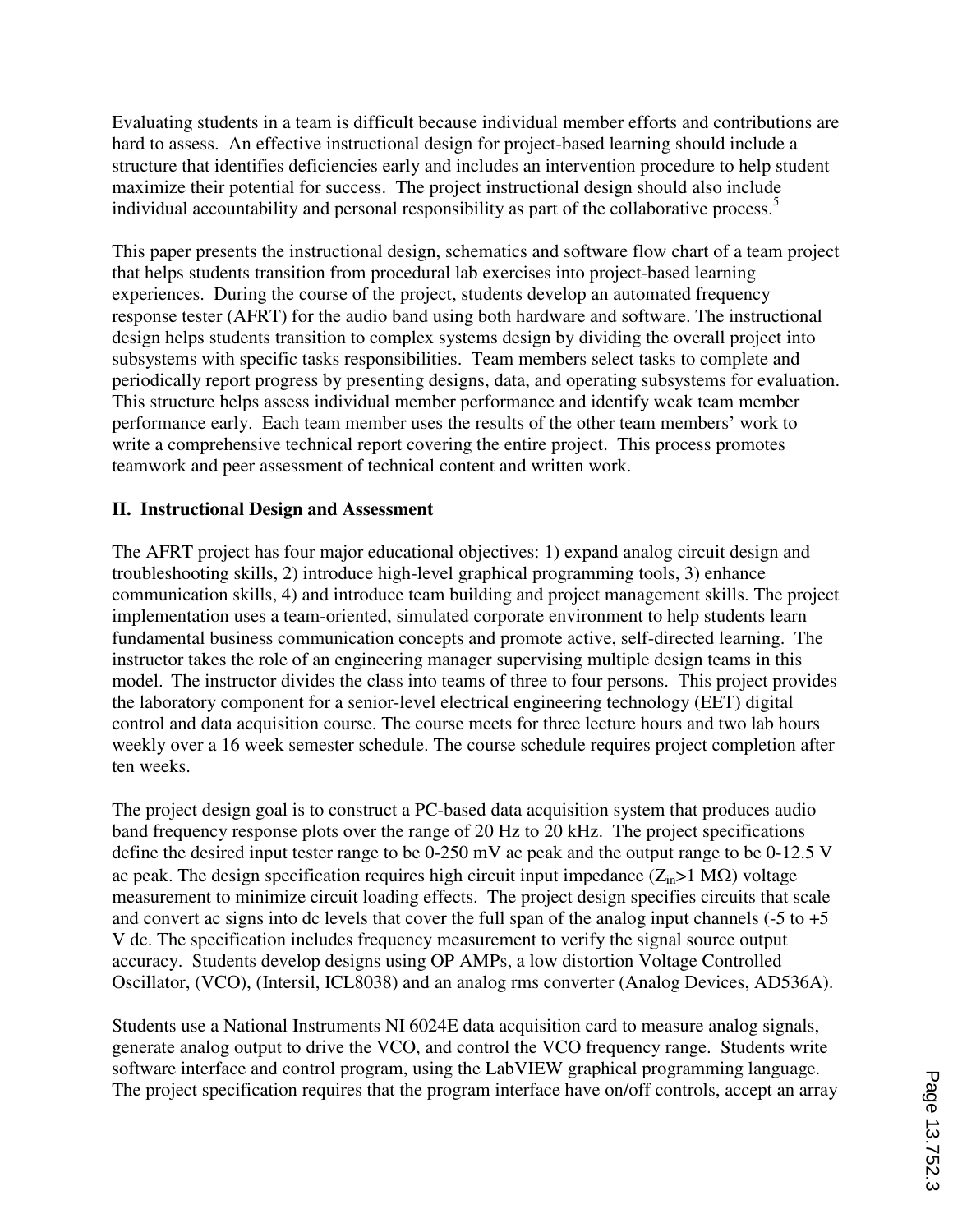Evaluating students in a team is difficult because individual member efforts and contributions are hard to assess. An effective instructional design for project-based learning should include a structure that identifies deficiencies early and includes an intervention procedure to help student maximize their potential for success. The project instructional design should also include individual accountability and personal responsibility as part of the collaborative process.[5]

This paper presents the instructional design, schematics and software flow chart of a team project that helps students transition from procedural lab exercises into project-based learning experiences. During the course of the project, students develop an automated frequency response tester (AFRT) for the audio band using both hardware and software. The instructional design helps students transition to complex systems design by dividing the overall project into subsystems with specific tasks responsibilities. Team members select tasks to complete and periodically report progress by presenting designs, data, and operating subsystems for evaluation. This structure helps assess individual member performance and identify weak team member performance early. Each team member uses the results of the other team members' work to write a comprehensive technical report covering the entire project. This process promotes teamwork and peer assessment of technical content and written work.

## II. Instructional Design and Assessment

The AFRT project has four major educational objectives: 1) expand analog circuit design and troubleshooting skills, 2) introduce high-level graphical programming tools, 3) enhance communication skills, 4) and introduce team building and project management skills. The project implementation uses a team-oriented, simulated corporate environment to help students learn fundamental business communication concepts and promote active, self-directed learning. The instructor takes the role of an engineering manager supervising multiple design teams in this model. The instructor divides the class into teams of three to four persons. This project provides the laboratory component for a senior-level electrical engineering technology (EET) digital control and data acquisition course. The course meets for three lecture hours and two lab hours weekly over a 16 week semester schedule. The course schedule requires project completion after ten weeks.

The project design goal is to construct a PC-based data acquisition system that produces audio band frequency response plots over the range of 20 Hz to 20 kHz. The project specifications define the desired input tester range to be 0-250 mV ac peak and the output range to be 0-12.5 V ac peak. The design specification requires high circuit input impedance ($Z_{in}$>1 MΩ) voltage measurement to minimize circuit loading effects. The project design specifies circuits that scale and convert ac signs into dc levels that cover the full span of the analog input channels (-5 to +5 V dc. The specification includes frequency measurement to verify the signal source output accuracy. Students develop designs using OP AMPs, a low distortion Voltage Controlled Oscillator, (VCO), (Intersil, ICL8038) and an analog rms converter (Analog Devices, AD536A).

Students use a National Instruments NI 6024E data acquisition card to measure analog signals, generate analog output to drive the VCO, and control the VCO frequency range. Students write software interface and control program, using the LabVIEW graphical programming language. The project specification requires that the program interface have on/off controls, accept an array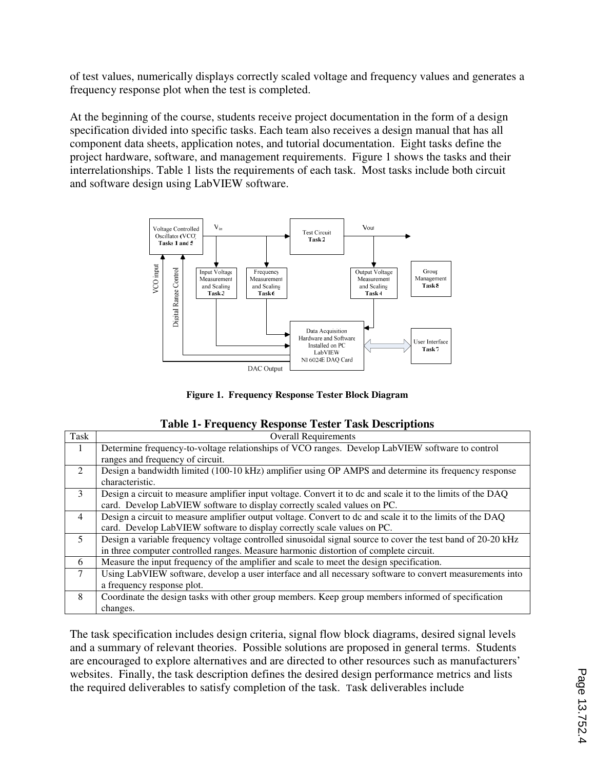of test values, numerically displays correctly scaled voltage and frequency values and generates a frequency response plot when the test is completed.

At the beginning of the course, students receive project documentation in the form of a design specification divided into specific tasks. Each team also receives a design manual that has all component data sheets, application notes, and tutorial documentation. Eight tasks define the project hardware, software, and management requirements. Figure 1 shows the tasks and their interrelationships. Table 1 lists the requirements of each task. Most tasks include both circuit and software design using LabVIEW software.

**Figure 1. Frequency Response Tester Block Diagram**

**Table 1- Frequency Response Tester Task Descriptions**

| Task | Overall Requirements |
|---|---|
| 1 | Determine frequency-to-voltage relationships of VCO ranges. Develop LabVIEW software to control ranges and frequency of circuit. |
| 2 | Design a bandwidth limited (100-10 kHz) amplifier using OP AMPS and determine its frequency response characteristic. |
| 3 | Design a circuit to measure amplifier input voltage. Convert it to dc and scale it to the limits of the DAQ card. Develop LabVIEW software to display correctly scaled values on PC. |
| 4 | Design a circuit to measure amplifier output voltage. Convert to dc and scale it to the limits of the DAQ card. Develop LabVIEW software to display correctly scale values on PC. |
| 5 | Design a variable frequency voltage controlled sinusoidal signal source to cover the test band of 20-20 kHz in three computer controlled ranges. Measure harmonic distortion of complete circuit. |
| 6 | Measure the input frequency of the amplifier and scale to meet the design specification. |
| 7 | Using LabVIEW software, develop a user interface and all necessary software to convert measurements into a frequency response plot. |
| 8 | Coordinate the design tasks with other group members. Keep group members informed of specification changes. |

The task specification includes design criteria, signal flow block diagrams, desired signal levels and a summary of relevant theories. Possible solutions are proposed in general terms. Students are encouraged to explore alternatives and are directed to other resources such as manufacturers' websites. Finally, the task description defines the desired design performance metrics and lists the required deliverables to satisfy completion of the task. Task deliverables include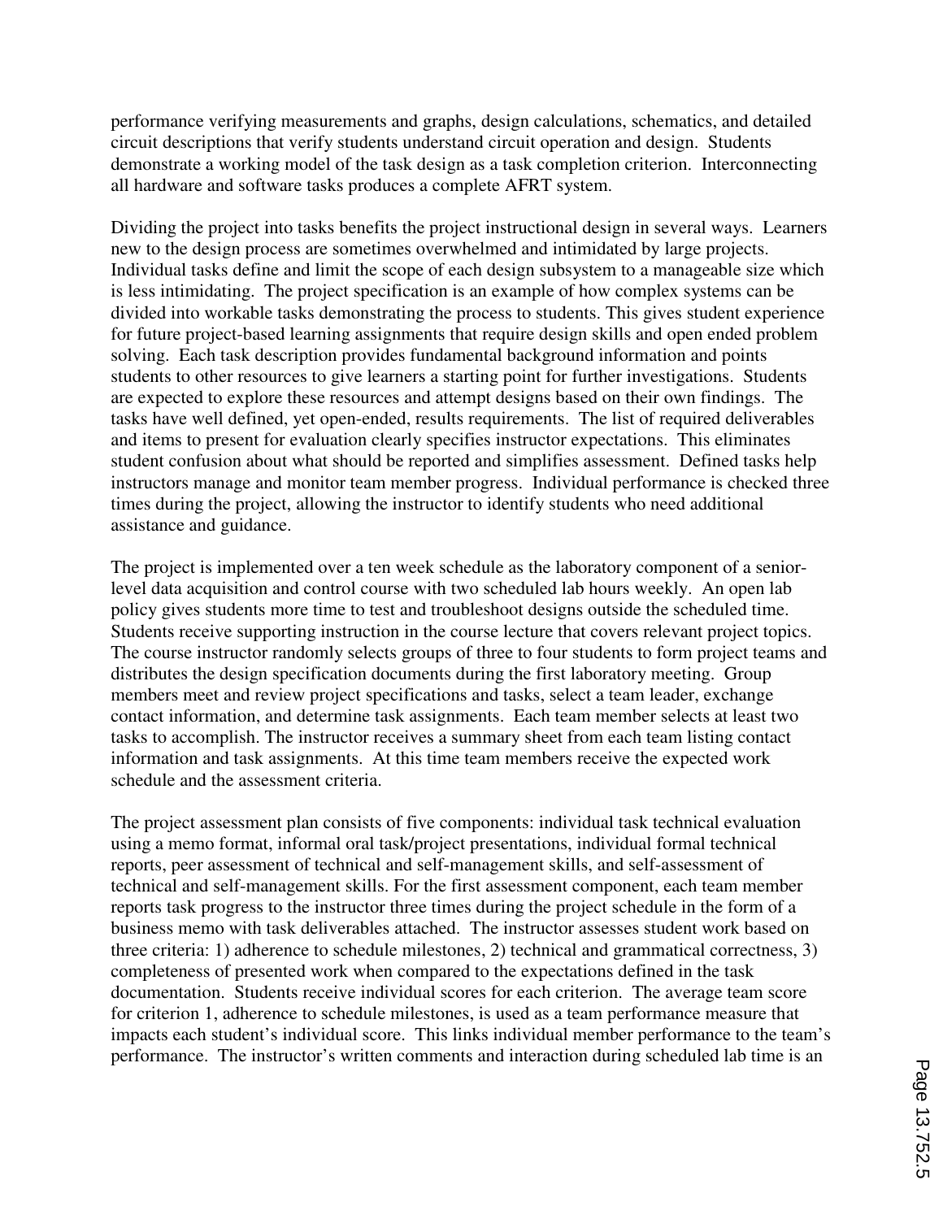performance verifying measurements and graphs, design calculations, schematics, and detailed circuit descriptions that verify students understand circuit operation and design. Students demonstrate a working model of the task design as a task completion criterion. Interconnecting all hardware and software tasks produces a complete AFRT system.

Dividing the project into tasks benefits the project instructional design in several ways. Learners new to the design process are sometimes overwhelmed and intimidated by large projects. Individual tasks define and limit the scope of each design subsystem to a manageable size which is less intimidating. The project specification is an example of how complex systems can be divided into workable tasks demonstrating the process to students. This gives student experience for future project-based learning assignments that require design skills and open ended problem solving. Each task description provides fundamental background information and points students to other resources to give learners a starting point for further investigations. Students are expected to explore these resources and attempt designs based on their own findings. The tasks have well defined, yet open-ended, results requirements. The list of required deliverables and items to present for evaluation clearly specifies instructor expectations. This eliminates student confusion about what should be reported and simplifies assessment. Defined tasks help instructors manage and monitor team member progress. Individual performance is checked three times during the project, allowing the instructor to identify students who need additional assistance and guidance.

The project is implemented over a ten week schedule as the laboratory component of a senior-level data acquisition and control course with two scheduled lab hours weekly. An open lab policy gives students more time to test and troubleshoot designs outside the scheduled time. Students receive supporting instruction in the course lecture that covers relevant project topics. The course instructor randomly selects groups of three to four students to form project teams and distributes the design specification documents during the first laboratory meeting. Group members meet and review project specifications and tasks, select a team leader, exchange contact information, and determine task assignments. Each team member selects at least two tasks to accomplish. The instructor receives a summary sheet from each team listing contact information and task assignments. At this time team members receive the expected work schedule and the assessment criteria.

The project assessment plan consists of five components: individual task technical evaluation using a memo format, informal oral task/project presentations, individual formal technical reports, peer assessment of technical and self-management skills, and self-assessment of technical and self-management skills. For the first assessment component, each team member reports task progress to the instructor three times during the project schedule in the form of a business memo with task deliverables attached. The instructor assesses student work based on three criteria: 1) adherence to schedule milestones, 2) technical and grammatical correctness, 3) completeness of presented work when compared to the expectations defined in the task documentation. Students receive individual scores for each criterion. The average team score for criterion 1, adherence to schedule milestones, is used as a team performance measure that impacts each student's individual score. This links individual member performance to the team's performance. The instructor's written comments and interaction during scheduled lab time is an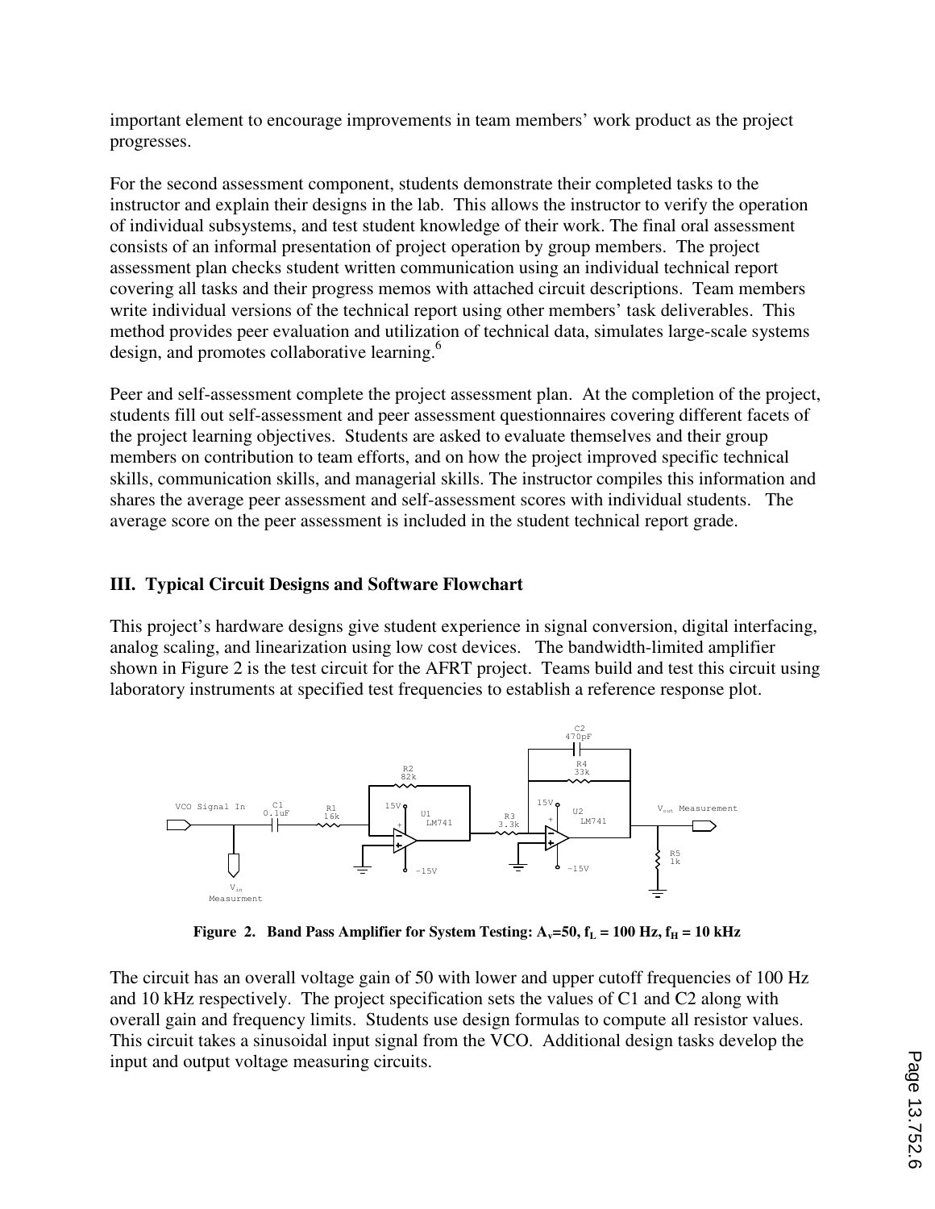important element to encourage improvements in team members' work product as the project progresses.

For the second assessment component, students demonstrate their completed tasks to the instructor and explain their designs in the lab. This allows the instructor to verify the operation of individual subsystems, and test student knowledge of their work. The final oral assessment consists of an informal presentation of project operation by group members. The project assessment plan checks student written communication using an individual technical report covering all tasks and their progress memos with attached circuit descriptions. Team members write individual versions of the technical report using other members' task deliverables. This method provides peer evaluation and utilization of technical data, simulates large-scale systems design, and promotes collaborative learning.[6]

Peer and self-assessment complete the project assessment plan. At the completion of the project, students fill out self-assessment and peer assessment questionnaires covering different facets of the project learning objectives. Students are asked to evaluate themselves and their group members on contribution to team efforts, and on how the project improved specific technical skills, communication skills, and managerial skills. The instructor compiles this information and shares the average peer assessment and self-assessment scores with individual students. The average score on the peer assessment is included in the student technical report grade.

## III. Typical Circuit Designs and Software Flowchart

This project's hardware designs give student experience in signal conversion, digital interfacing, analog scaling, and linearization using low cost devices. The bandwidth-limited amplifier shown in Figure 2 is the test circuit for the AFRT project. Teams build and test this circuit using laboratory instruments at specified test frequencies to establish a reference response plot.

**Figure 2. Band Pass Amplifier for System Testing: $A_v$=50, $f_L$ = 100 Hz, $f_H$ = 10 kHz**

The circuit has an overall voltage gain of 50 with lower and upper cutoff frequencies of 100 Hz and 10 kHz respectively. The project specification sets the values of C1 and C2 along with overall gain and frequency limits. Students use design formulas to compute all resistor values. This circuit takes a sinusoidal input signal from the VCO. Additional design tasks develop the input and output voltage measuring circuits.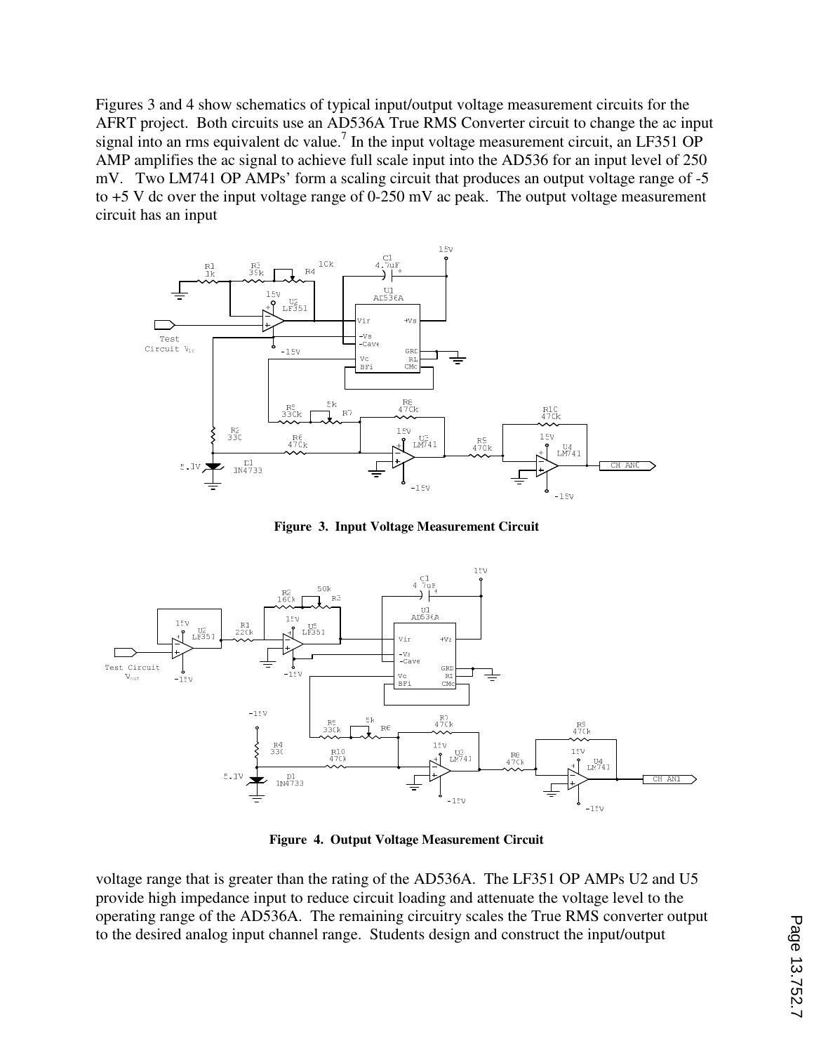Figures 3 and 4 show schematics of typical input/output voltage measurement circuits for the AFRT project. Both circuits use an AD536A True RMS Converter circuit to change the ac input signal into an rms equivalent dc value.[7] In the input voltage measurement circuit, an LF351 OP AMP amplifies the ac signal to achieve full scale input into the AD536 for an input level of 250 mV. Two LM741 OP AMPs' form a scaling circuit that produces an output voltage range of -5 to +5 V dc over the input voltage range of 0-250 mV ac peak. The output voltage measurement circuit has an input

**Figure 3. Input Voltage Measurement Circuit**

**Figure 4. Output Voltage Measurement Circuit**

voltage range that is greater than the rating of the AD536A. The LF351 OP AMPs U2 and U5 provide high impedance input to reduce circuit loading and attenuate the voltage level to the operating range of the AD536A. The remaining circuitry scales the True RMS converter output to the desired analog input channel range. Students design and construct the input/output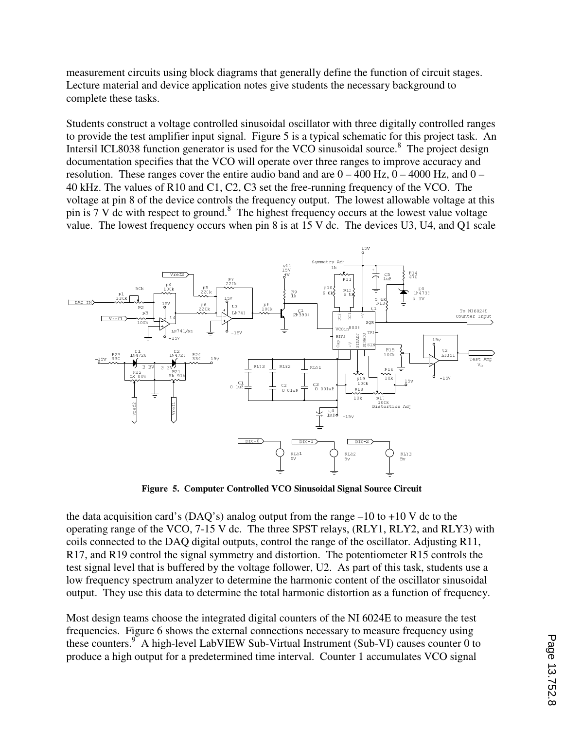measurement circuits using block diagrams that generally define the function of circuit stages. Lecture material and device application notes give students the necessary background to complete these tasks.

Students construct a voltage controlled sinusoidal oscillator with three digitally controlled ranges to provide the test amplifier input signal. Figure 5 is a typical schematic for this project task. An Intersil ICL8038 function generator is used for the VCO sinusoidal source.[8] The project design documentation specifies that the VCO will operate over three ranges to improve accuracy and resolution. These ranges cover the entire audio band and are 0 – 400 Hz, 0 – 4000 Hz, and 0 – 40 kHz. The values of R10 and C1, C2, C3 set the free-running frequency of the VCO. The voltage at pin 8 of the device controls the frequency output. The lowest allowable voltage at this pin is 7 V dc with respect to ground.[8] The highest frequency occurs at the lowest value voltage value. The lowest frequency occurs when pin 8 is at 15 V dc. The devices U3, U4, and Q1 scale

**Figure 5. Computer Controlled VCO Sinusoidal Signal Source Circuit**

the data acquisition card's (DAQ's) analog output from the range –10 to +10 V dc to the operating range of the VCO, 7-15 V dc. The three SPST relays, (RLY1, RLY2, and RLY3) with coils connected to the DAQ digital outputs, control the range of the oscillator. Adjusting R11, R17, and R19 control the signal symmetry and distortion. The potentiometer R15 controls the test signal level that is buffered by the voltage follower, U2. As part of this task, students use a low frequency spectrum analyzer to determine the harmonic content of the oscillator sinusoidal output. They use this data to determine the total harmonic distortion as a function of frequency.

Most design teams choose the integrated digital counters of the NI 6024E to measure the test frequencies. Figure 6 shows the external connections necessary to measure frequency using these counters.[9] A high-level LabVIEW Sub-Virtual Instrument (Sub-VI) causes counter 0 to produce a high output for a predetermined time interval. Counter 1 accumulates VCO signal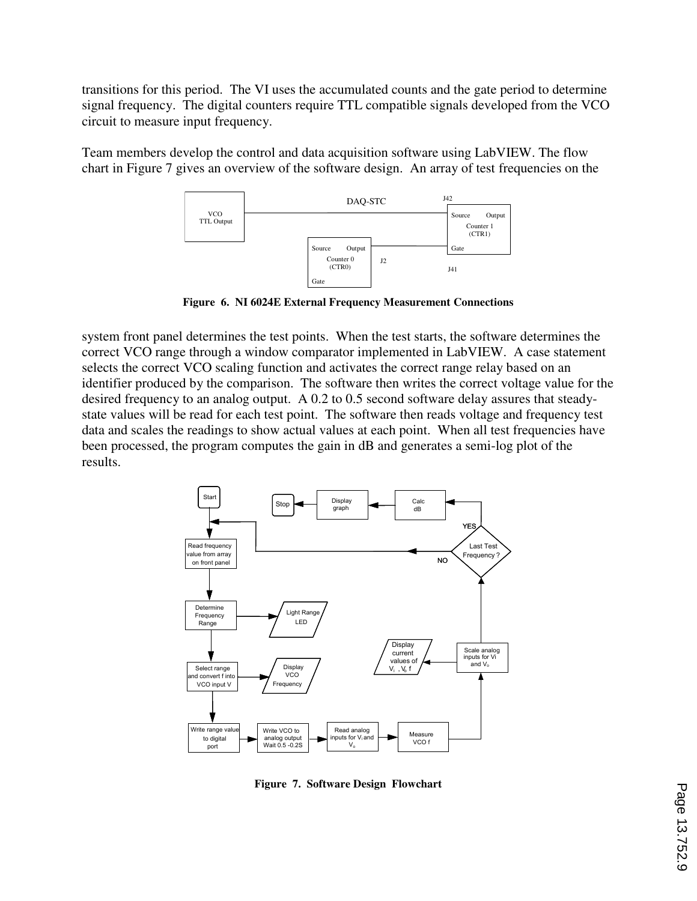transitions for this period. The VI uses the accumulated counts and the gate period to determine signal frequency. The digital counters require TTL compatible signals developed from the VCO circuit to measure input frequency.

Team members develop the control and data acquisition software using LabVIEW. The flow chart in Figure 7 gives an overview of the software design. An array of test frequencies on the

**Figure 6. NI 6024E External Frequency Measurement Connections**

system front panel determines the test points. When the test starts, the software determines the correct VCO range through a window comparator implemented in LabVIEW. A case statement selects the correct VCO scaling function and activates the correct range relay based on an identifier produced by the comparison. The software then writes the correct voltage value for the desired frequency to an analog output. A 0.2 to 0.5 second software delay assures that steady-state values will be read for each test point. The software then reads voltage and frequency test data and scales the readings to show actual values at each point. When all test frequencies have been processed, the program computes the gain in dB and generates a semi-log plot of the results.

**Figure 7. Software Design Flowchart**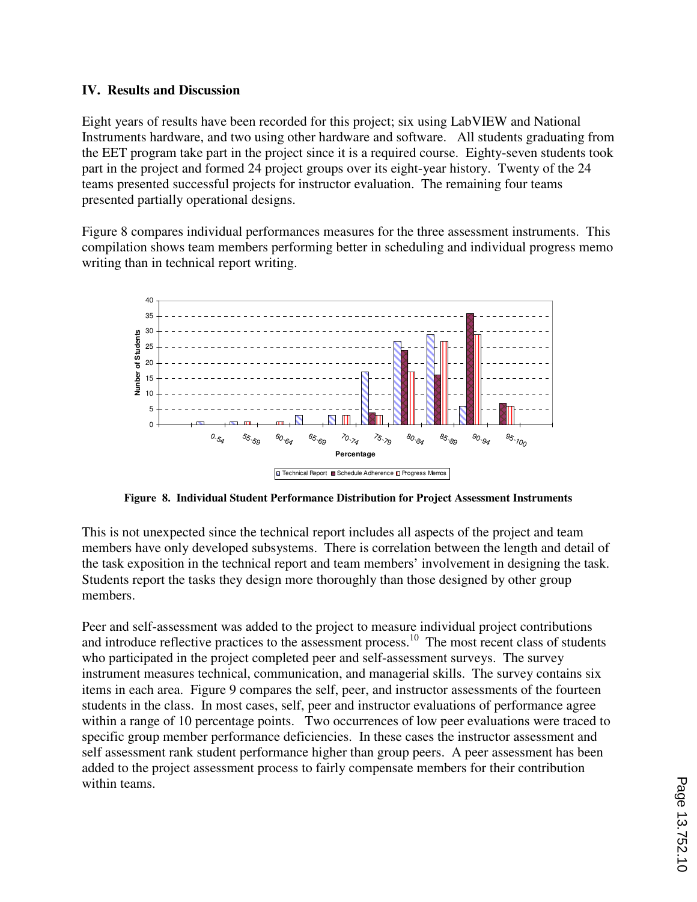## IV. Results and Discussion

Eight years of results have been recorded for this project; six using LabVIEW and National Instruments hardware, and two using other hardware and software. All students graduating from the EET program take part in the project since it is a required course. Eighty-seven students took part in the project and formed 24 project groups over its eight-year history. Twenty of the 24 teams presented successful projects for instructor evaluation. The remaining four teams presented partially operational designs.

Figure 8 compares individual performances measures for the three assessment instruments. This compilation shows team members performing better in scheduling and individual progress memo writing than in technical report writing.

**Figure 8. Individual Student Performance Distribution for Project Assessment Instruments**

This is not unexpected since the technical report includes all aspects of the project and team members have only developed subsystems. There is correlation between the length and detail of the task exposition in the technical report and team members' involvement in designing the task. Students report the tasks they design more thoroughly than those designed by other group members.

Peer and self-assessment was added to the project to measure individual project contributions and introduce reflective practices to the assessment process.[10] The most recent class of students who participated in the project completed peer and self-assessment surveys. The survey instrument measures technical, communication, and managerial skills. The survey contains six items in each area. Figure 9 compares the self, peer, and instructor assessments of the fourteen students in the class. In most cases, self, peer and instructor evaluations of performance agree within a range of 10 percentage points. Two occurrences of low peer evaluations were traced to specific group member performance deficiencies. In these cases the instructor assessment and self assessment rank student performance higher than group peers. A peer assessment has been added to the project assessment process to fairly compensate members for their contribution within teams.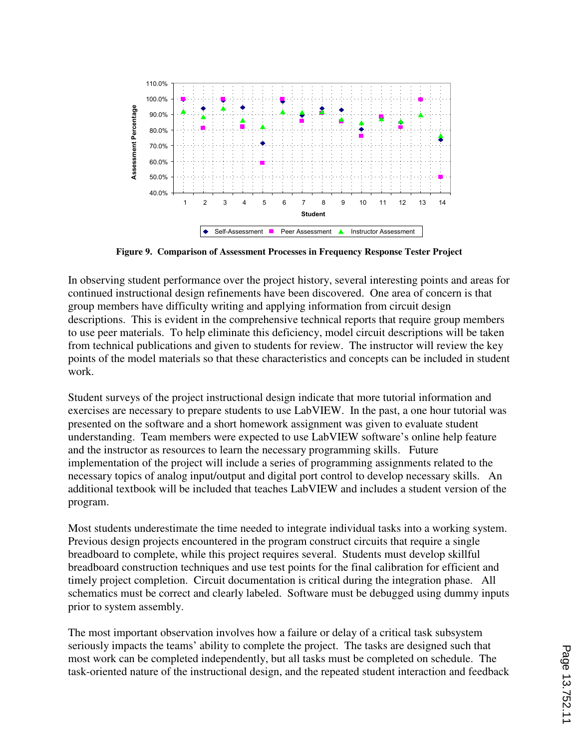**Figure 9. Comparison of Assessment Processes in Frequency Response Tester Project**

In observing student performance over the project history, several interesting points and areas for continued instructional design refinements have been discovered. One area of concern is that group members have difficulty writing and applying information from circuit design descriptions. This is evident in the comprehensive technical reports that require group members to use peer materials. To help eliminate this deficiency, model circuit descriptions will be taken from technical publications and given to students for review. The instructor will review the key points of the model materials so that these characteristics and concepts can be included in student work.

Student surveys of the project instructional design indicate that more tutorial information and exercises are necessary to prepare students to use LabVIEW. In the past, a one hour tutorial was presented on the software and a short homework assignment was given to evaluate student understanding. Team members were expected to use LabVIEW software's online help feature and the instructor as resources to learn the necessary programming skills. Future implementation of the project will include a series of programming assignments related to the necessary topics of analog input/output and digital port control to develop necessary skills. An additional textbook will be included that teaches LabVIEW and includes a student version of the program.

Most students underestimate the time needed to integrate individual tasks into a working system. Previous design projects encountered in the program construct circuits that require a single breadboard to complete, while this project requires several. Students must develop skillful breadboard construction techniques and use test points for the final calibration for efficient and timely project completion. Circuit documentation is critical during the integration phase. All schematics must be correct and clearly labeled. Software must be debugged using dummy inputs prior to system assembly.

The most important observation involves how a failure or delay of a critical task subsystem seriously impacts the teams' ability to complete the project. The tasks are designed such that most work can be completed independently, but all tasks must be completed on schedule. The task-oriented nature of the instructional design, and the repeated student interaction and feedback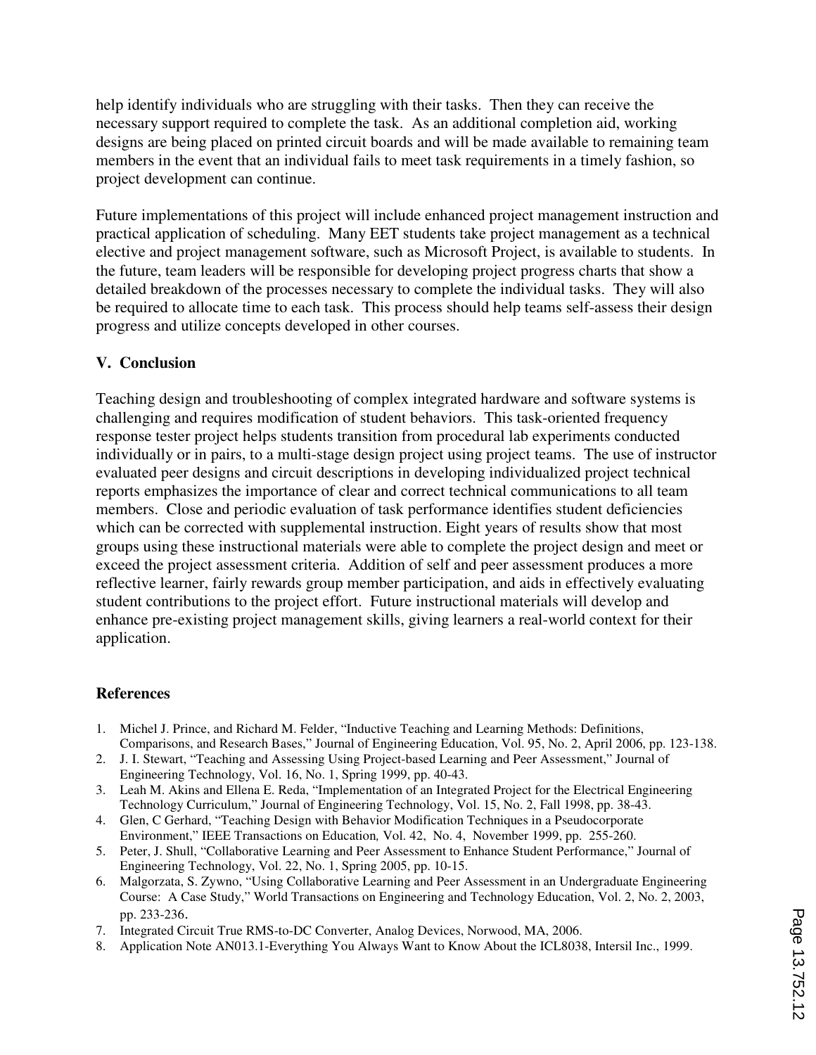help identify individuals who are struggling with their tasks. Then they can receive the necessary support required to complete the task. As an additional completion aid, working designs are being placed on printed circuit boards and will be made available to remaining team members in the event that an individual fails to meet task requirements in a timely fashion, so project development can continue.

Future implementations of this project will include enhanced project management instruction and practical application of scheduling. Many EET students take project management as a technical elective and project management software, such as Microsoft Project, is available to students. In the future, team leaders will be responsible for developing project progress charts that show a detailed breakdown of the processes necessary to complete the individual tasks. They will also be required to allocate time to each task. This process should help teams self-assess their design progress and utilize concepts developed in other courses.

## V. Conclusion

Teaching design and troubleshooting of complex integrated hardware and software systems is challenging and requires modification of student behaviors. This task-oriented frequency response tester project helps students transition from procedural lab experiments conducted individually or in pairs, to a multi-stage design project using project teams. The use of instructor evaluated peer designs and circuit descriptions in developing individualized project technical reports emphasizes the importance of clear and correct technical communications to all team members. Close and periodic evaluation of task performance identifies student deficiencies which can be corrected with supplemental instruction. Eight years of results show that most groups using these instructional materials were able to complete the project design and meet or exceed the project assessment criteria. Addition of self and peer assessment produces a more reflective learner, fairly rewards group member participation, and aids in effectively evaluating student contributions to the project effort. Future instructional materials will develop and enhance pre-existing project management skills, giving learners a real-world context for their application.

## References

1. Michel J. Prince, and Richard M. Felder, "Inductive Teaching and Learning Methods: Definitions, Comparisons, and Research Bases," Journal of Engineering Education, Vol. 95, No. 2, April 2006, pp. 123-138.
2. J. I. Stewart, "Teaching and Assessing Using Project-based Learning and Peer Assessment," Journal of Engineering Technology, Vol. 16, No. 1, Spring 1999, pp. 40-43.
3. Leah M. Akins and Ellena E. Reda, "Implementation of an Integrated Project for the Electrical Engineering Technology Curriculum," Journal of Engineering Technology, Vol. 15, No. 2, Fall 1998, pp. 38-43.
4. Glen, C Gerhard, "Teaching Design with Behavior Modification Techniques in a Pseudocorporate Environment," IEEE Transactions on Education*,* Vol. 42, No. 4, November 1999, pp. 255-260.
5. Peter, J. Shull, "Collaborative Learning and Peer Assessment to Enhance Student Performance," Journal of Engineering Technology, Vol. 22, No. 1, Spring 2005, pp. 10-15.
6. Malgorzata, S. Zywno, "Using Collaborative Learning and Peer Assessment in an Undergraduate Engineering Course: A Case Study," World Transactions on Engineering and Technology Education, Vol. 2, No. 2, 2003, pp. 233-236.
7. Integrated Circuit True RMS-to-DC Converter, Analog Devices, Norwood, MA, 2006.
8. Application Note AN013.1-Everything You Always Want to Know About the ICL8038, Intersil Inc., 1999.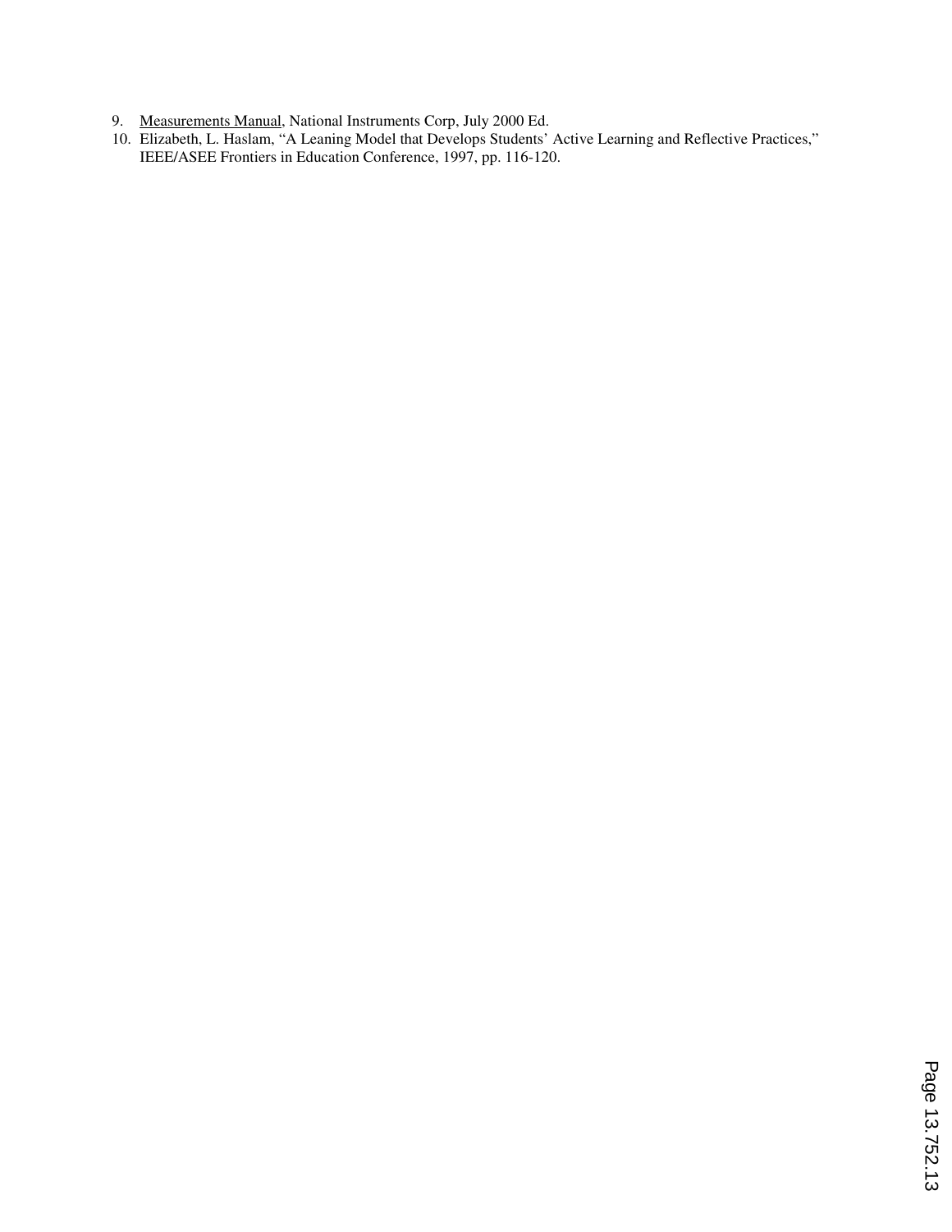9. Measurements Manual, National Instruments Corp, July 2000 Ed.
10. Elizabeth, L. Haslam, "A Leaning Model that Develops Students' Active Learning and Reflective Practices," IEEE/ASEE Frontiers in Education Conference, 1997, pp. 116-120.